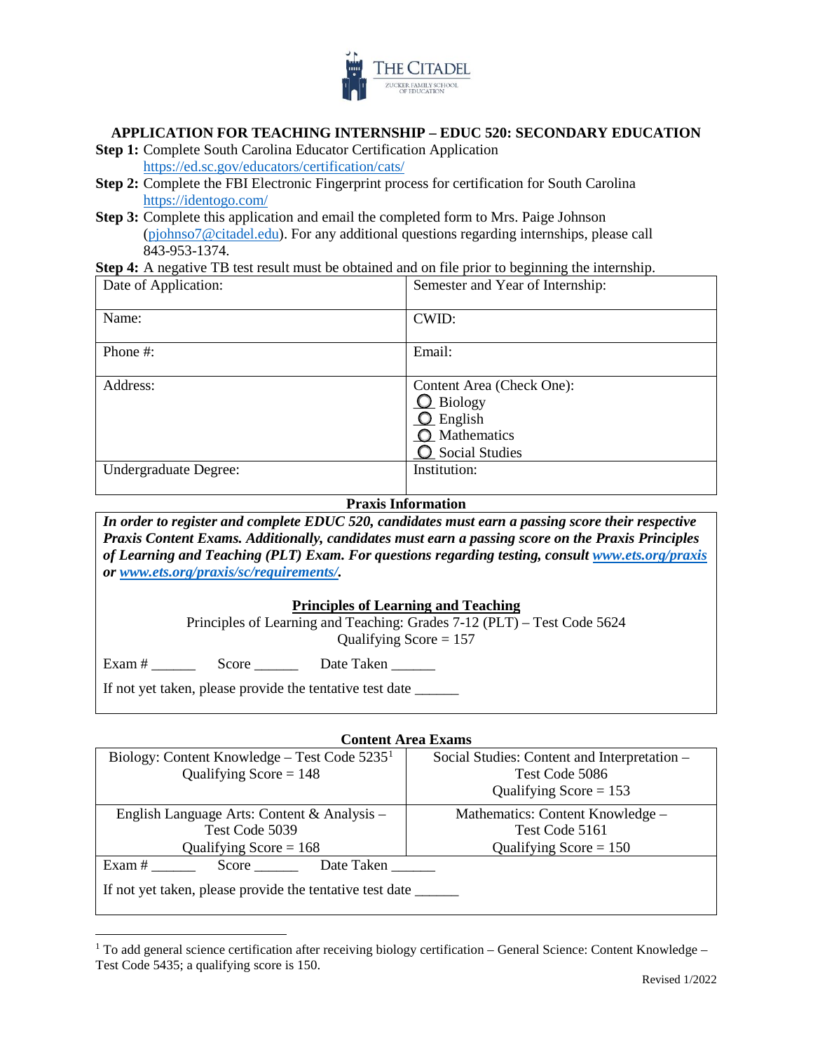# APPLICATION FOR TEACHING INTERNSHIP – EDUC 520: SECONDARY EDUCATION

**Step 1:** Complete South Carolina Educator Certification Application https://ed.sc.gov/educators/certification/cats/

**Step 2:** Complete the FBI Electronic Fingerprint process for certification for South Carolina https://identogo.com/

**Step 3:** Complete this application and email the completed form to Mrs. Paige Johnson (pjohnso7@citadel.edu). For any additional questions regarding internships, please call 843-953-1374.

**Step 4:** A negative TB test result must be obtained and on file prior to beginning the internship.

| Date of Application: | Semester and Year of Internship: |
|---|---|
| Name: | CWID: |
| Phone #: | Email: |
| Address: | Content Area (Check One):<br>○ Biology<br>○ English<br>○ Mathematics<br>○ Social Studies |
| Undergraduate Degree: | Institution: |

## Praxis Information

***In order to register and complete EDUC 520, candidates must earn a passing score their respective Praxis Content Exams. Additionally, candidates must earn a passing score on the Praxis Principles of Learning and Teaching (PLT) Exam. For questions regarding testing, consult www.ets.org/praxis or www.ets.org/praxis/sc/requirements/.***

### Principles of Learning and Teaching

Principles of Learning and Teaching: Grades 7-12 (PLT) – Test Code 5624
Qualifying Score = 157

Exam # ______ Score ______ Date Taken ______

If not yet taken, please provide the tentative test date ______

## Content Area Exams

| Biology: Content Knowledge – Test Code 5235[1]<br>Qualifying Score = 148 | Social Studies: Content and Interpretation – Test Code 5086<br>Qualifying Score = 153 |
|---|---|
| English Language Arts: Content & Analysis – Test Code 5039<br>Qualifying Score = 168 | Mathematics: Content Knowledge – Test Code 5161<br>Qualifying Score = 150 |

Exam # ______ Score ______ Date Taken ______

If not yet taken, please provide the tentative test date ______

[1] To add general science certification after receiving biology certification – General Science: Content Knowledge – Test Code 5435; a qualifying score is 150.

Revised 1/2022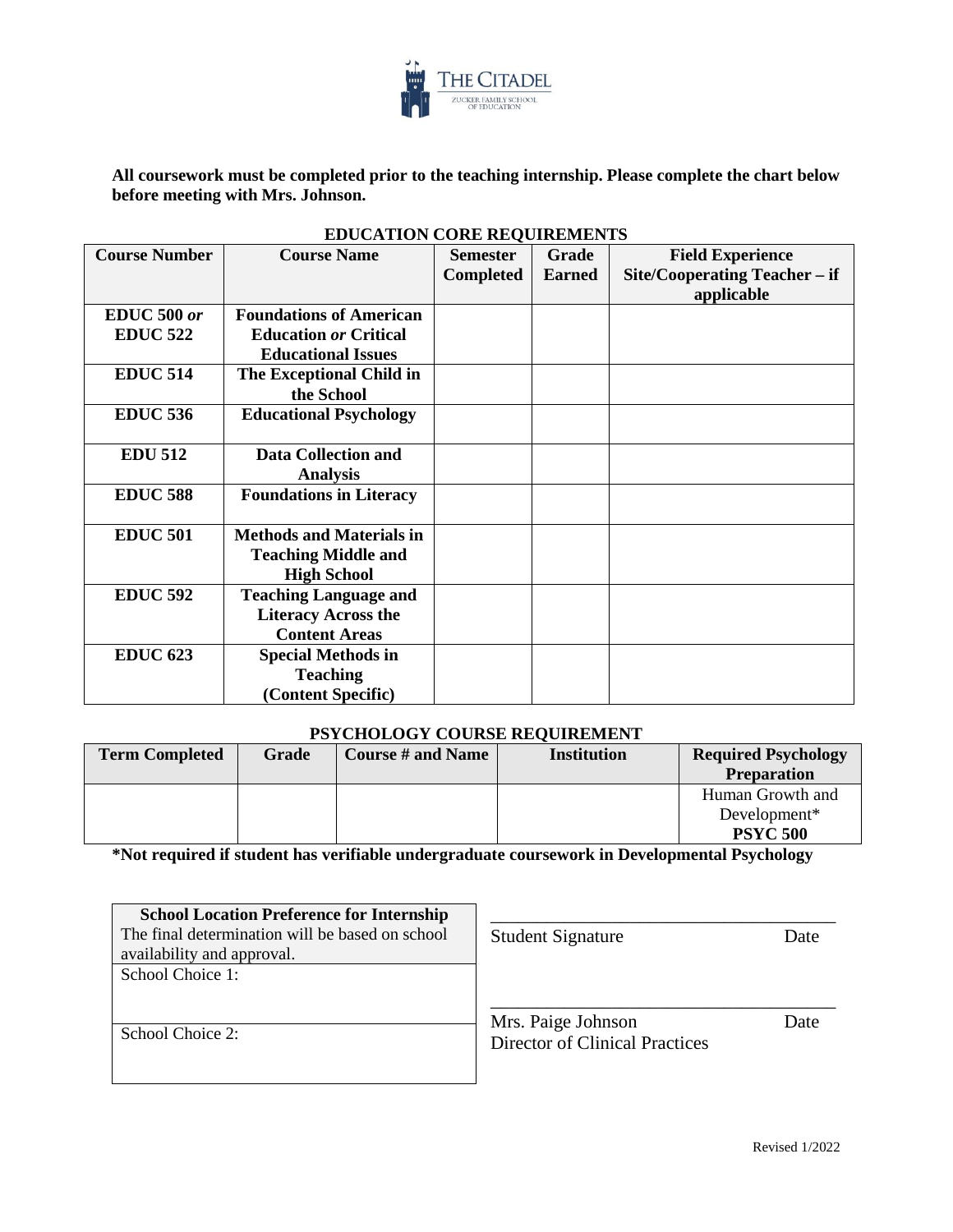THE CITADEL
ZUCKER FAMILY SCHOOL OF EDUCATION

**All coursework must be completed prior to the teaching internship. Please complete the chart below before meeting with Mrs. Johnson.**

## EDUCATION CORE REQUIREMENTS

| Course Number | Course Name | Semester Completed | Grade Earned | Field Experience Site/Cooperating Teacher – if applicable |
|---|---|---|---|---|
| **EDUC 500** ***or*** **EDUC 522** | **Foundations of American Education** ***or*** **Critical Educational Issues** | | | |
| **EDUC 514** | **The Exceptional Child in the School** | | | |
| **EDUC 536** | **Educational Psychology** | | | |
| **EDU 512** | **Data Collection and Analysis** | | | |
| **EDUC 588** | **Foundations in Literacy** | | | |
| **EDUC 501** | **Methods and Materials in Teaching Middle and High School** | | | |
| **EDUC 592** | **Teaching Language and Literacy Across the Content Areas** | | | |
| **EDUC 623** | **Special Methods in Teaching (Content Specific)** | | | |

## PSYCHOLOGY COURSE REQUIREMENT

| Term Completed | Grade | Course # and Name | Institution | Required Psychology Preparation |
|---|---|---|---|---|
| | | | | Human Growth and Development* **PSYC 500** |

**\*Not required if student has verifiable undergraduate coursework in Developmental Psychology**

| **School Location Preference for Internship** The final determination will be based on school availability and approval. |
|---|
| School Choice 1: |
| School Choice 2: |

_____________________________________
Student Signature Date

_____________________________________
Mrs. Paige Johnson Date
Director of Clinical Practices

Revised 1/2022